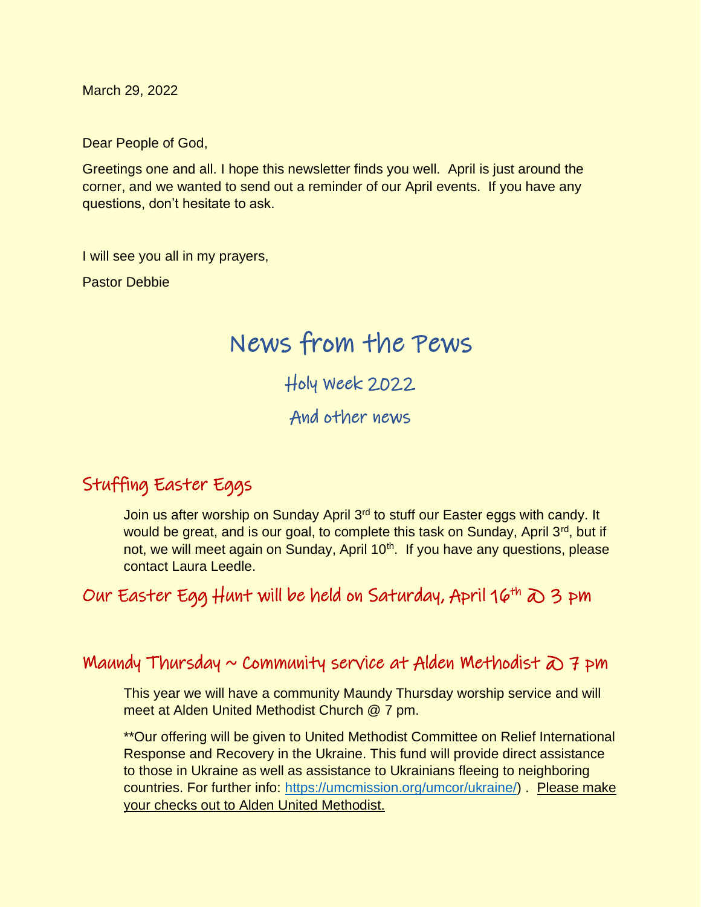March 29, 2022

Dear People of God,

Greetings one and all. I hope this newsletter finds you well. April is just around the corner, and we wanted to send out a reminder of our April events. If you have any questions, don't hesitate to ask.

I will see you all in my prayers,

Pastor Debbie

# News from the Pews

## Holy Week 2022

## And other news

### Stuffing Easter Eggs

Join us after worship on Sunday April 3rd to stuff our Easter eggs with candy. It would be great, and is our goal, to complete this task on Sunday, April 3rd, but if not, we will meet again on Sunday, April 10th. If you have any questions, please contact Laura Leedle.

### Our Easter Egg Hunt will be held on Saturday, April 16th @ 3 pm

### Maundy Thursday ~ Community service at Alden Methodist @ 7 pm

This year we will have a community Maundy Thursday worship service and will meet at Alden United Methodist Church @ 7 pm.

**Our offering will be given to United Methodist Committee on Relief International Response and Recovery in the Ukraine. This fund will provide direct assistance to those in Ukraine as well as assistance to Ukrainians fleeing to neighboring countries. For further info: https://umcmission.org/umcor/ukraine/) . Please make your checks out to Alden United Methodist.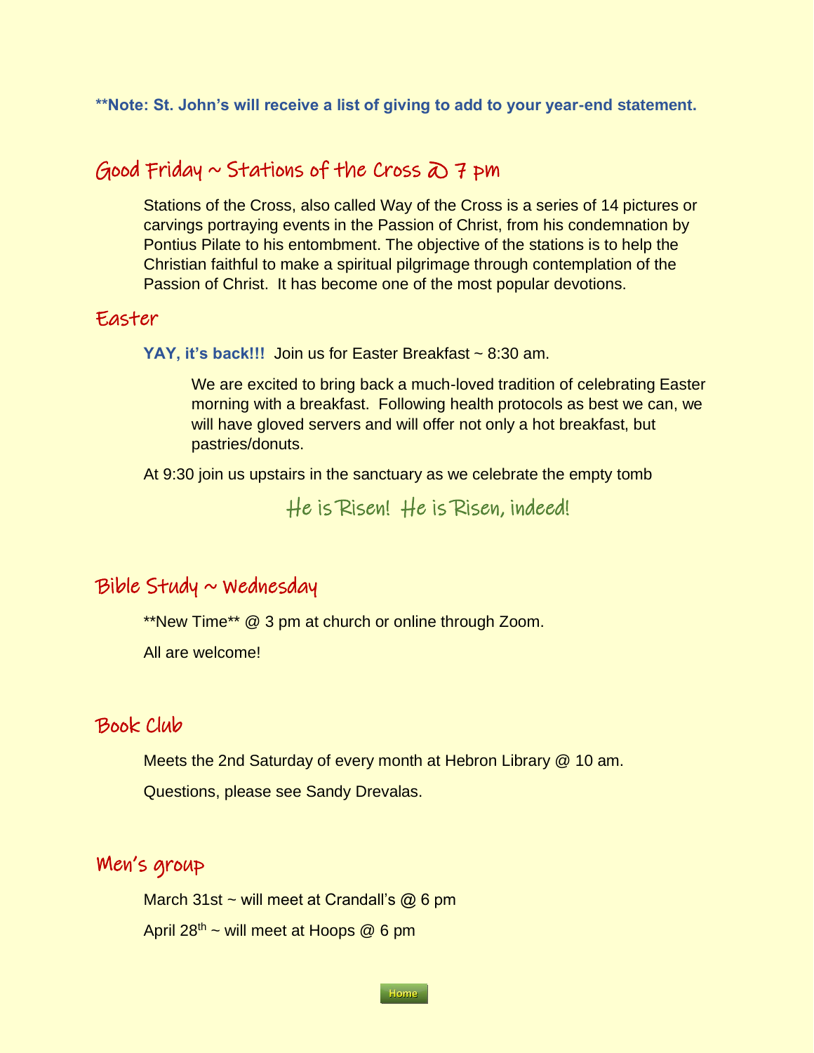**\*\*Note: St. John's will receive a list of giving to add to your year-end statement.**

## Good Friday ~ Stations of the Cross @ 7 pm

Stations of the Cross, also called Way of the Cross is a series of 14 pictures or carvings portraying events in the Passion of Christ, from his condemnation by Pontius Pilate to his entombment. The objective of the stations is to help the Christian faithful to make a spiritual pilgrimage through contemplation of the Passion of Christ. It has become one of the most popular devotions.

## Easter

**YAY, it's back!!!** Join us for Easter Breakfast ~ 8:30 am.

> We are excited to bring back a much-loved tradition of celebrating Easter morning with a breakfast. Following health protocols as best we can, we will have gloved servers and will offer not only a hot breakfast, but pastries/donuts.

At 9:30 join us upstairs in the sanctuary as we celebrate the empty tomb

He is Risen! He is Risen, indeed!

## Bible Study ~ Wednesday

**New Time** @ 3 pm at church or online through Zoom.

All are welcome!

## Book Club

Meets the 2nd Saturday of every month at Hebron Library @ 10 am.

Questions, please see Sandy Drevalas.

## Men's group

March 31st ~ will meet at Crandall's @ 6 pm

April 28th ~ will meet at Hoops @ 6 pm

Home